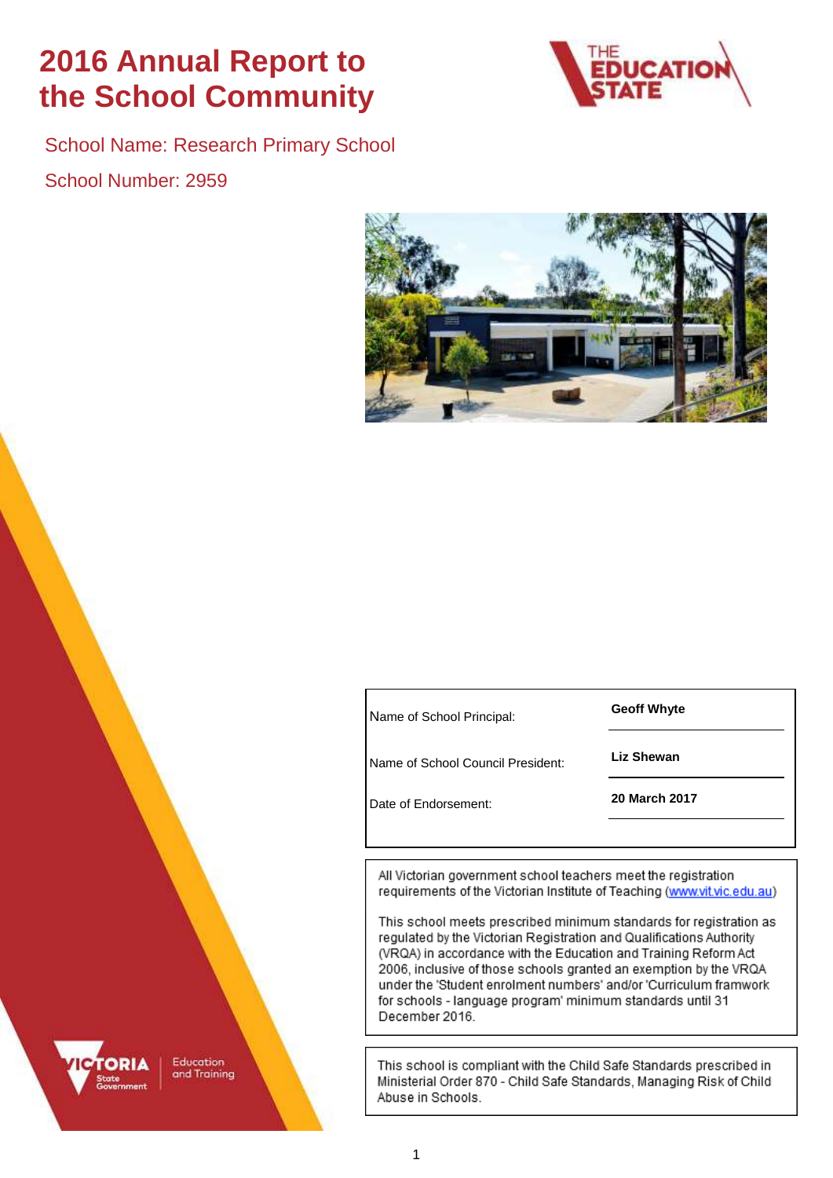# 2016 Annual Report to the School Community

School Name: Research Primary School

School Number: 2959

| | |
|---|---|
| Name of School Principal: | **Geoff Whyte** |
| Name of School Council President: | **Liz Shewan** |
| Date of Endorsement: | **20 March 2017** |

All Victorian government school teachers meet the registration requirements of the Victorian Institute of Teaching (www.vit.vic.edu.au)

This school meets prescribed minimum standards for registration as regulated by the Victorian Registration and Qualifications Authority (VRQA) in accordance with the Education and Training Reform Act 2006, inclusive of those schools granted an exemption by the VRQA under the 'Student enrolment numbers' and/or 'Curriculum framwork for schools - language program' minimum standards until 31 December 2016.

This school is compliant with the Child Safe Standards prescribed in Ministerial Order 870 - Child Safe Standards, Managing Risk of Child Abuse in Schools.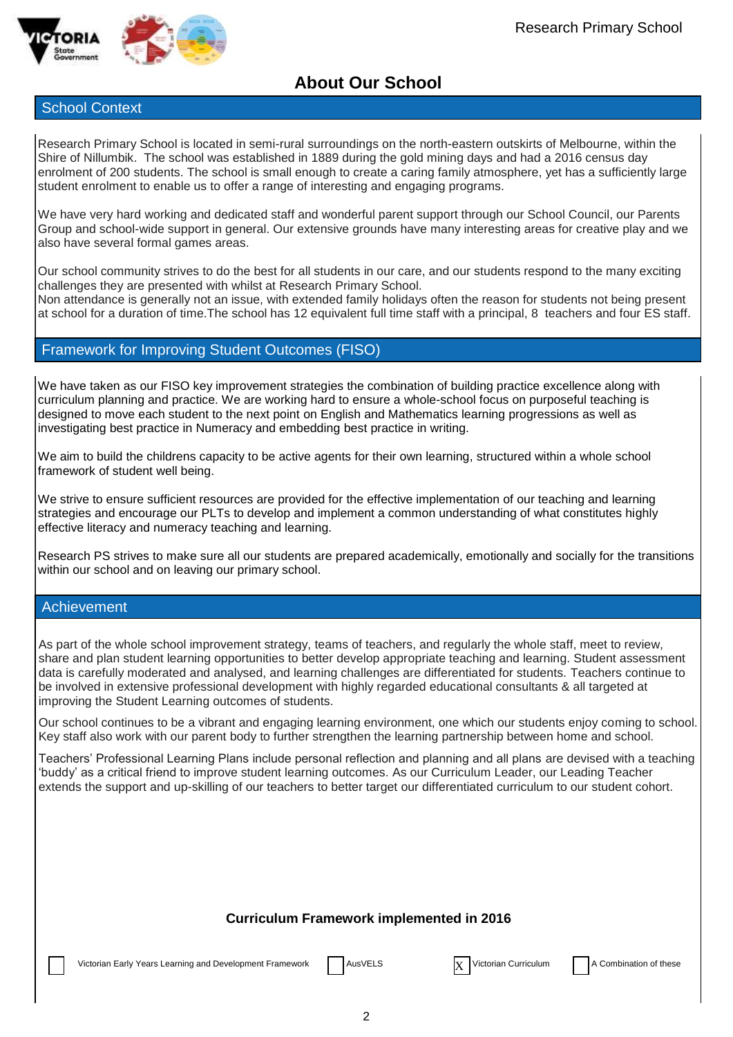Research Primary School

# About Our School

## School Context

Research Primary School is located in semi-rural surroundings on the north-eastern outskirts of Melbourne, within the Shire of Nillumbik. The school was established in 1889 during the gold mining days and had a 2016 census day enrolment of 200 students. The school is small enough to create a caring family atmosphere, yet has a sufficiently large student enrolment to enable us to offer a range of interesting and engaging programs.

We have very hard working and dedicated staff and wonderful parent support through our School Council, our Parents Group and school-wide support in general. Our extensive grounds have many interesting areas for creative play and we also have several formal games areas.

Our school community strives to do the best for all students in our care, and our students respond to the many exciting challenges they are presented with whilst at Research Primary School.
Non attendance is generally not an issue, with extended family holidays often the reason for students not being present at school for a duration of time.The school has 12 equivalent full time staff with a principal, 8 teachers and four ES staff.

## Framework for Improving Student Outcomes (FISO)

We have taken as our FISO key improvement strategies the combination of building practice excellence along with curriculum planning and practice. We are working hard to ensure a whole-school focus on purposeful teaching is designed to move each student to the next point on English and Mathematics learning progressions as well as investigating best practice in Numeracy and embedding best practice in writing.

We aim to build the childrens capacity to be active agents for their own learning, structured within a whole school framework of student well being.

We strive to ensure sufficient resources are provided for the effective implementation of our teaching and learning strategies and encourage our PLTs to develop and implement a common understanding of what constitutes highly effective literacy and numeracy teaching and learning.

Research PS strives to make sure all our students are prepared academically, emotionally and socially for the transitions within our school and on leaving our primary school.

## Achievement

As part of the whole school improvement strategy, teams of teachers, and regularly the whole staff, meet to review, share and plan student learning opportunities to better develop appropriate teaching and learning. Student assessment data is carefully moderated and analysed, and learning challenges are differentiated for students. Teachers continue to be involved in extensive professional development with highly regarded educational consultants & all targeted at improving the Student Learning outcomes of students.

Our school continues to be a vibrant and engaging learning environment, one which our students enjoy coming to school. Key staff also work with our parent body to further strengthen the learning partnership between home and school.

Teachers' Professional Learning Plans include personal reflection and planning and all plans are devised with a teaching 'buddy' as a critical friend to improve student learning outcomes. As our Curriculum Leader, our Leading Teacher extends the support and up-skilling of our teachers to better target our differentiated curriculum to our student cohort.

**Curriculum Framework implemented in 2016**

- [ ] Victorian Early Years Learning and Development Framework
- [ ] AusVELS
- [X] Victorian Curriculum
- [ ] A Combination of these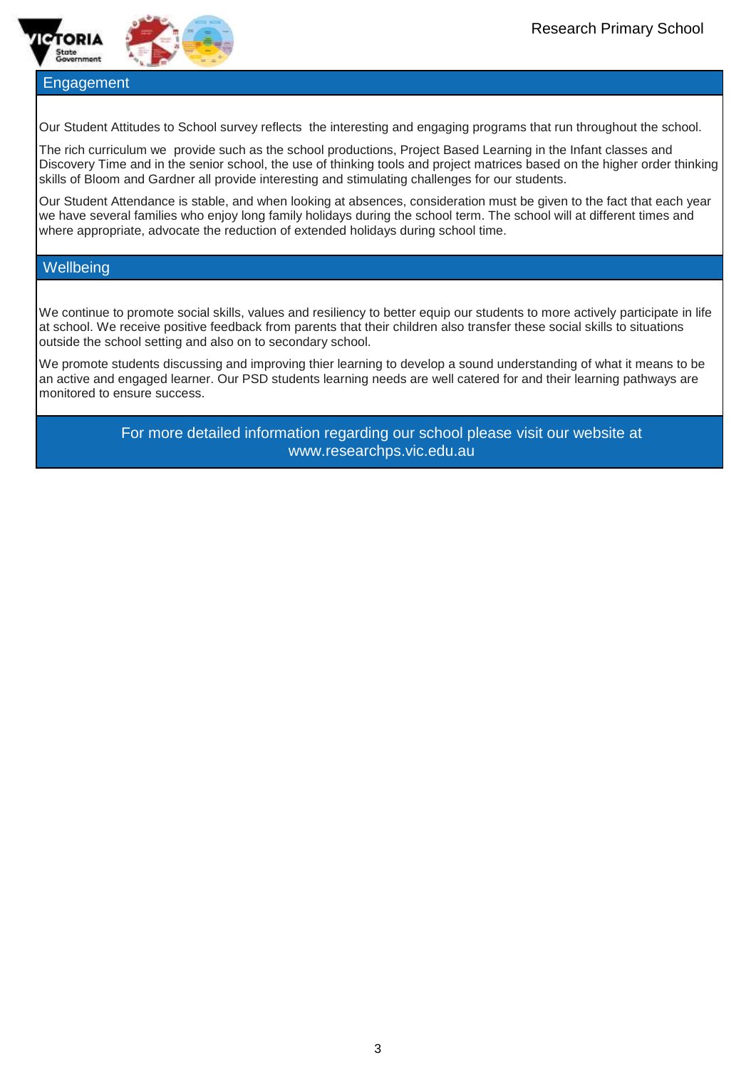## Engagement

Our Student Attitudes to School survey reflects the interesting and engaging programs that run throughout the school.

The rich curriculum we provide such as the school productions, Project Based Learning in the Infant classes and Discovery Time and in the senior school, the use of thinking tools and project matrices based on the higher order thinking skills of Bloom and Gardner all provide interesting and stimulating challenges for our students.

Our Student Attendance is stable, and when looking at absences, consideration must be given to the fact that each year we have several families who enjoy long family holidays during the school term. The school will at different times and where appropriate, advocate the reduction of extended holidays during school time.

## Wellbeing

We continue to promote social skills, values and resiliency to better equip our students to more actively participate in life at school. We receive positive feedback from parents that their children also transfer these social skills to situations outside the school setting and also on to secondary school.

We promote students discussing and improving thier learning to develop a sound understanding of what it means to be an active and engaged learner. Our PSD students learning needs are well catered for and their learning pathways are monitored to ensure success.

For more detailed information regarding our school please visit our website at www.researchps.vic.edu.au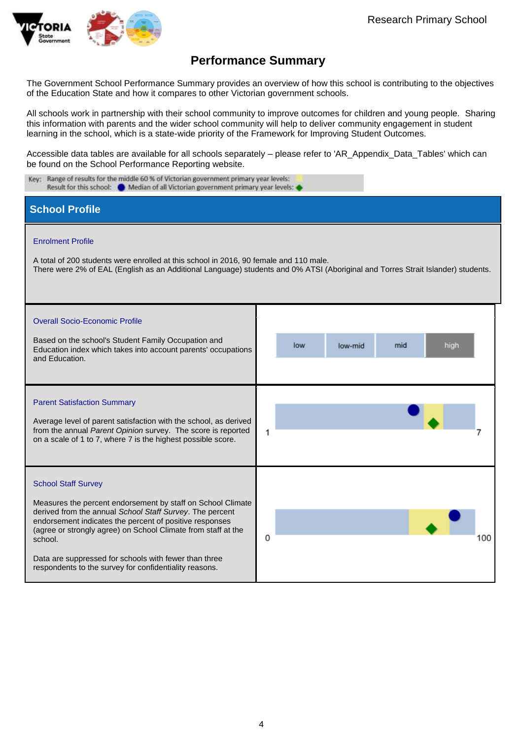# Performance Summary

The Government School Performance Summary provides an overview of how this school is contributing to the objectives of the Education State and how it compares to other Victorian government schools.

All schools work in partnership with their school community to improve outcomes for children and young people. Sharing this information with parents and the wider school community will help to deliver community engagement in student learning in the school, which is a state-wide priority of the Framework for Improving Student Outcomes.

Accessible data tables are available for all schools separately – please refer to 'AR_Appendix_Data_Tables' which can be found on the School Performance Reporting website.

Key: Range of results for the middle 60 % of Victorian government primary year levels:
Result for this school: ● Median of all Victorian government primary year levels: ◆

## School Profile

### Enrolment Profile

A total of 200 students were enrolled at this school in 2016, 90 female and 110 male.
There were 2% of EAL (English as an Additional Language) students and 0% ATSI (Aboriginal and Torres Strait Islander) students.

### Overall Socio-Economic Profile

Based on the school's Student Family Occupation and Education index which takes into account parents' occupations and Education.

| low | low-mid | mid | high |
|---|---|---|---|

### Parent Satisfaction Summary

Average level of parent satisfaction with the school, as derived from the annual *Parent Opinion* survey. The score is reported on a scale of 1 to 7, where 7 is the highest possible score.

1 — 7

### School Staff Survey

Measures the percent endorsement by staff on School Climate derived from the annual *School Staff Survey*. The percent endorsement indicates the percent of positive responses (agree or strongly agree) on School Climate from staff at the school.

Data are suppressed for schools with fewer than three respondents to the survey for confidentiality reasons.

0 — 100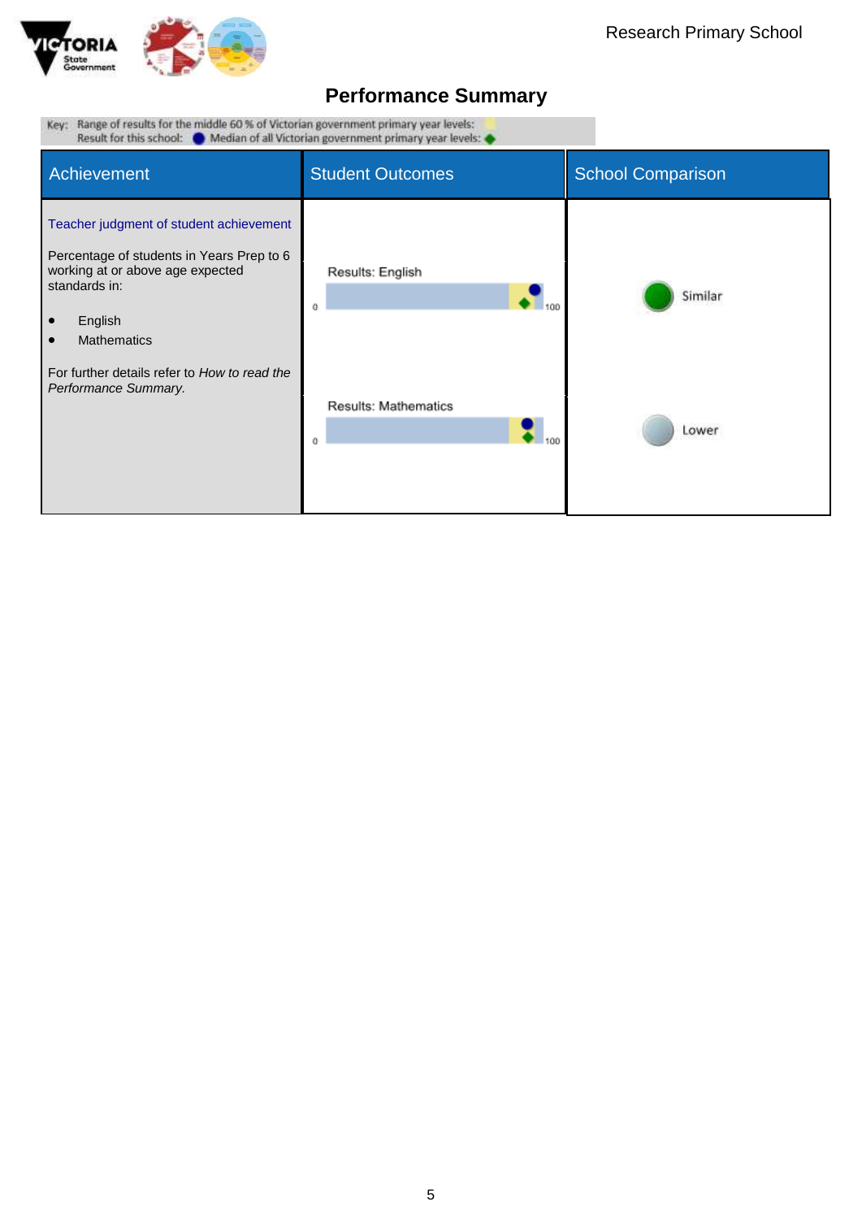## Performance Summary

Key: Range of results for the middle 60 % of Victorian government primary year levels:
Result for this school: ● Median of all Victorian government primary year levels: ◆

| Achievement | Student Outcomes | School Comparison |
|---|---|---|
| Teacher judgment of student achievement<br><br>Percentage of students in Years Prep to 6 working at or above age expected standards in:<br><br>• English<br>• Mathematics<br><br>For further details refer to *How to read the Performance Summary.* | Results: English (0–100) | Similar |
| | Results: Mathematics (0–100) | Lower |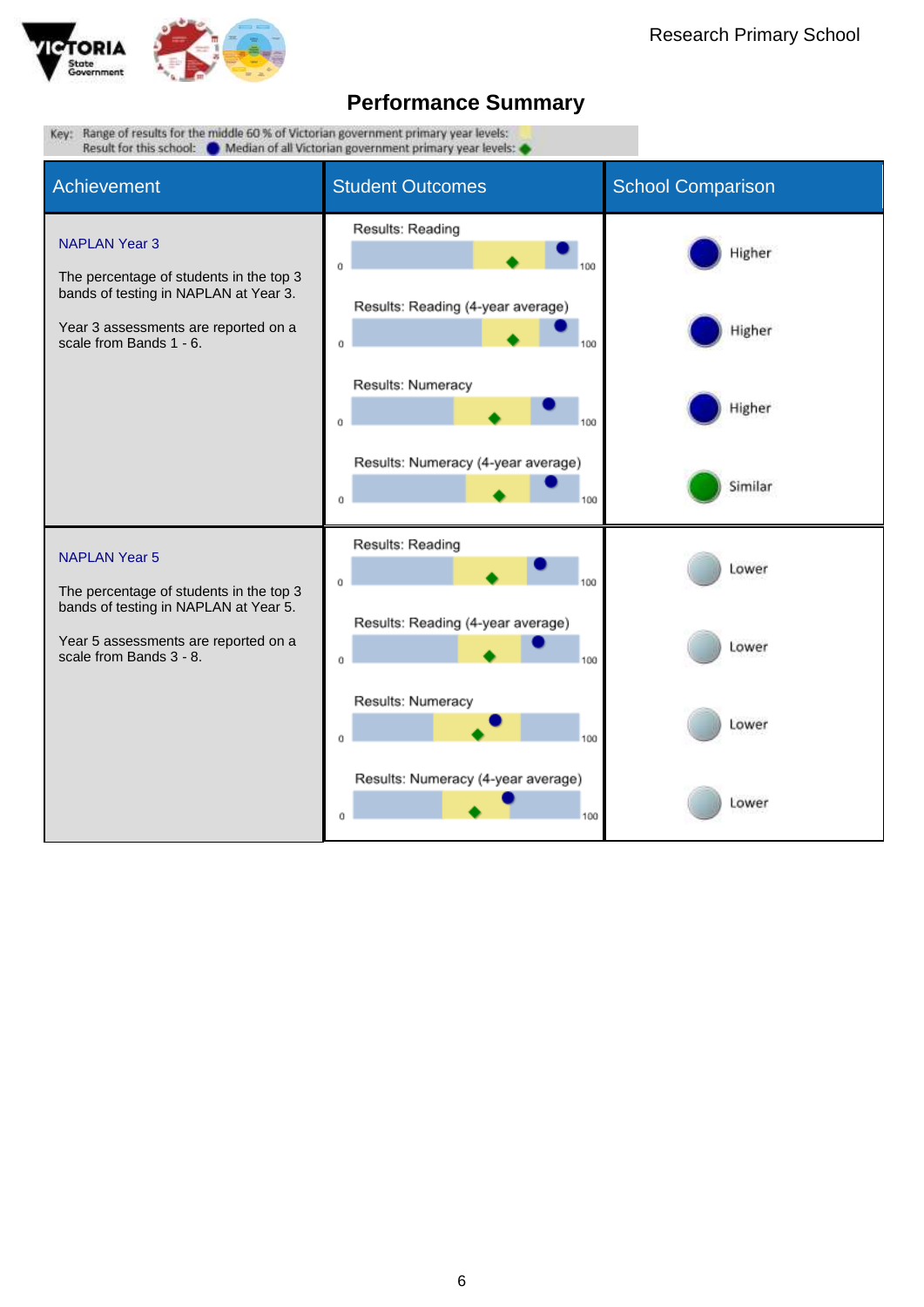## Performance Summary

Key: Range of results for the middle 60 % of Victorian government primary year levels:
Result for this school: ● Median of all Victorian government primary year levels: ◆

| Achievement | Student Outcomes | School Comparison |
|---|---|---|
| **NAPLAN Year 3**<br><br>The percentage of students in the top 3 bands of testing in NAPLAN at Year 3.<br><br>Year 3 assessments are reported on a scale from Bands 1 - 6. | Results: Reading (0–100) | Higher |
| | Results: Reading (4-year average) (0–100) | Higher |
| | Results: Numeracy (0–100) | Higher |
| | Results: Numeracy (4-year average) (0–100) | Similar |
| **NAPLAN Year 5**<br><br>The percentage of students in the top 3 bands of testing in NAPLAN at Year 5.<br><br>Year 5 assessments are reported on a scale from Bands 3 - 8. | Results: Reading (0–100) | Lower |
| | Results: Reading (4-year average) (0–100) | Lower |
| | Results: Numeracy (0–100) | Lower |
| | Results: Numeracy (4-year average) (0–100) | Lower |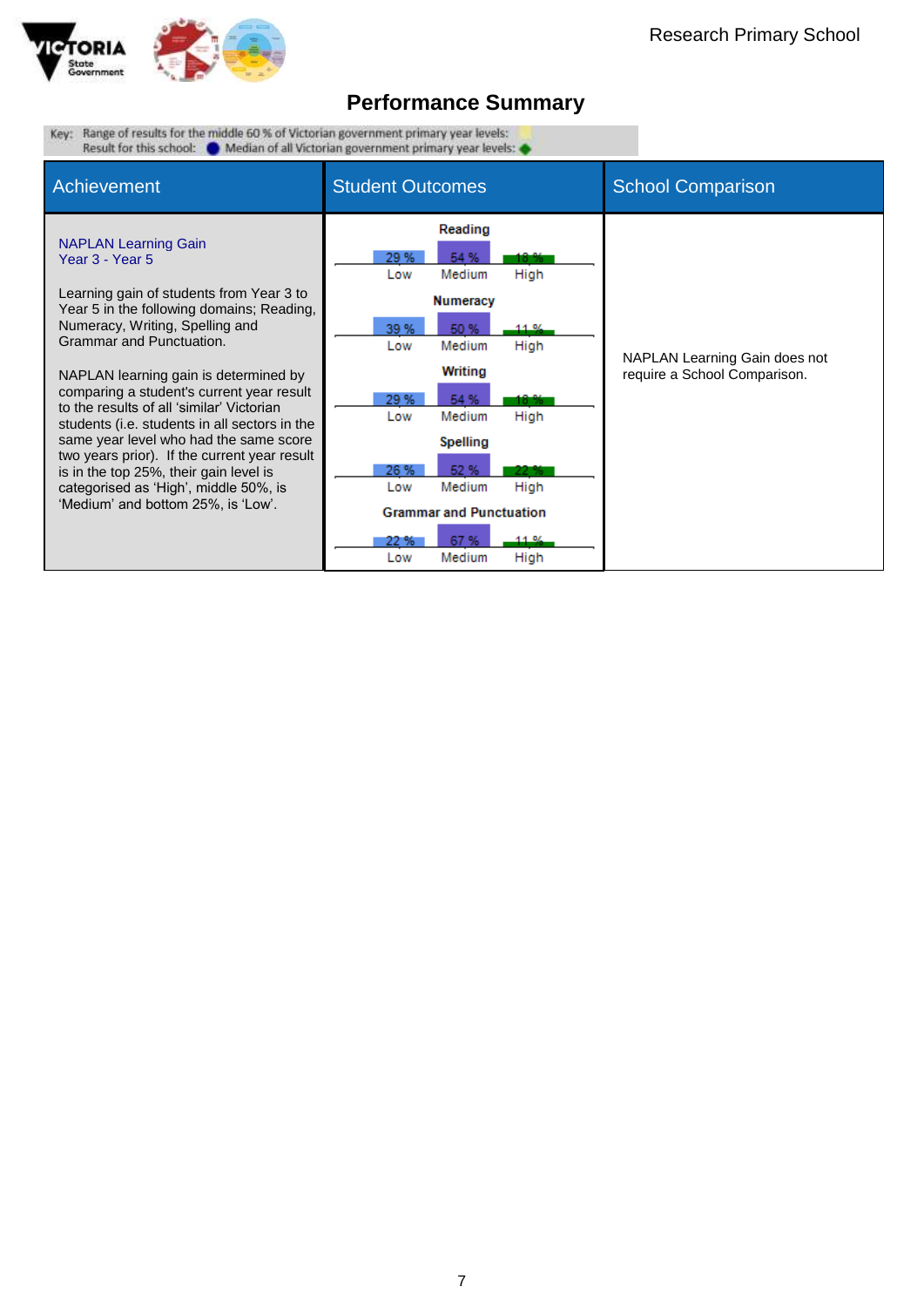Research Primary School

# Performance Summary

Key: Range of results for the middle 60 % of Victorian government primary year levels:
Result for this school: ● Median of all Victorian government primary year levels: ◆

| Achievement | Student Outcomes | School Comparison |
|---|---|---|
| **NAPLAN Learning Gain Year 3 - Year 5**<br><br>Learning gain of students from Year 3 to Year 5 in the following domains; Reading, Numeracy, Writing, Spelling and Grammar and Punctuation.<br><br>NAPLAN learning gain is determined by comparing a student's current year result to the results of all 'similar' Victorian students (i.e. students in all sectors in the same year level who had the same score two years prior). If the current year result is in the top 25%, their gain level is categorised as 'High', middle 50%, is 'Medium' and bottom 25%, is 'Low'. | **Reading**: Low 29 %, Medium 54 %, High 18 %<br>**Numeracy**: Low 39 %, Medium 50 %, High 11 %<br>**Writing**: Low 29 %, Medium 54 %, High 18 %<br>**Spelling**: Low 26 %, Medium 52 %, High 22 %<br>**Grammar and Punctuation**: Low 22 %, Medium 67 %, High 11 % | NAPLAN Learning Gain does not require a School Comparison. |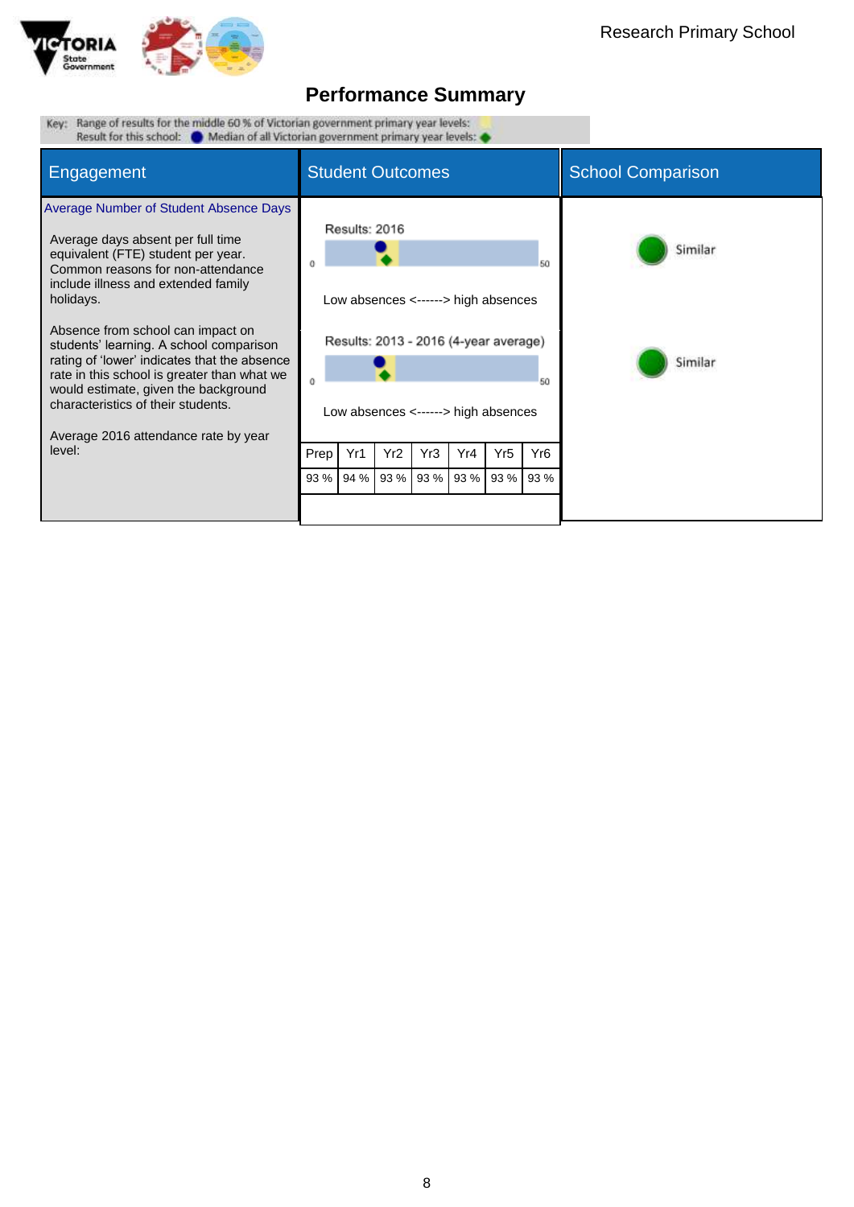Research Primary School

# Performance Summary

Key: Range of results for the middle 60 % of Victorian government primary year levels:
Result for this school: ● Median of all Victorian government primary year levels: ◆

| Engagement | Student Outcomes | School Comparison |
|---|---|---|
| **Average Number of Student Absence Days** | | |
| Average days absent per full time equivalent (FTE) student per year. Common reasons for non-attendance include illness and extended family holidays. | Results: 2016 (0–50) Low absences <------> high absences | Similar |
| Absence from school can impact on students' learning. A school comparison rating of 'lower' indicates that the absence rate in this school is greater than what we would estimate, given the background characteristics of their students. | Results: 2013 - 2016 (4-year average) (0–50) Low absences <------> high absences | Similar |
| Average 2016 attendance rate by year level: | | |

| Prep | Yr1 | Yr2 | Yr3 | Yr4 | Yr5 | Yr6 |
|---|---|---|---|---|---|---|
| 93 % | 94 % | 93 % | 93 % | 93 % | 93 % | 93 % |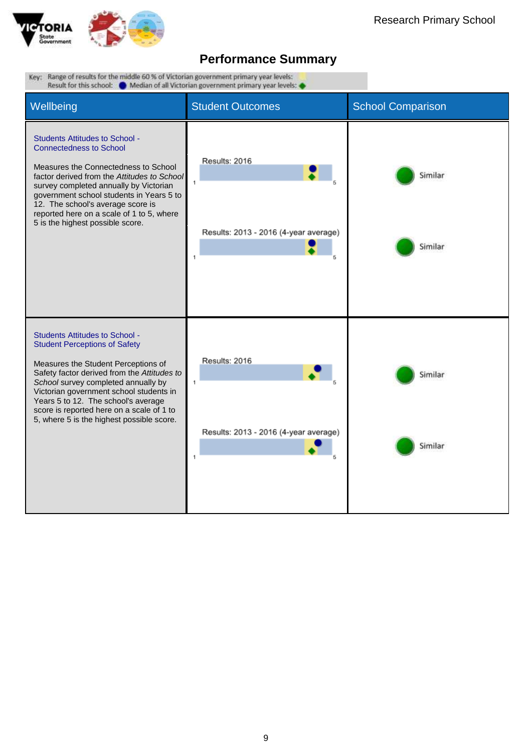## Performance Summary

Key: Range of results for the middle 60 % of Victorian government primary year levels:
Result for this school: ● Median of all Victorian government primary year levels: ◆

| Wellbeing | Student Outcomes | School Comparison |
|---|---|---|
| **Students Attitudes to School - Connectedness to School**<br><br>Measures the Connectedness to School factor derived from the *Attitudes to School* survey completed annually by Victorian government school students in Years 5 to 12. The school's average score is reported here on a scale of 1 to 5, where 5 is the highest possible score. | Results: 2016<br>1 – 5<br><br>Results: 2013 - 2016 (4-year average)<br>1 – 5 | Similar<br><br>Similar |
| **Students Attitudes to School - Student Perceptions of Safety**<br><br>Measures the Student Perceptions of Safety factor derived from the *Attitudes to School* survey completed annually by Victorian government school students in Years 5 to 12. The school's average score is reported here on a scale of 1 to 5, where 5 is the highest possible score. | Results: 2016<br>1 – 5<br><br>Results: 2013 - 2016 (4-year average)<br>1 – 5 | Similar<br><br>Similar |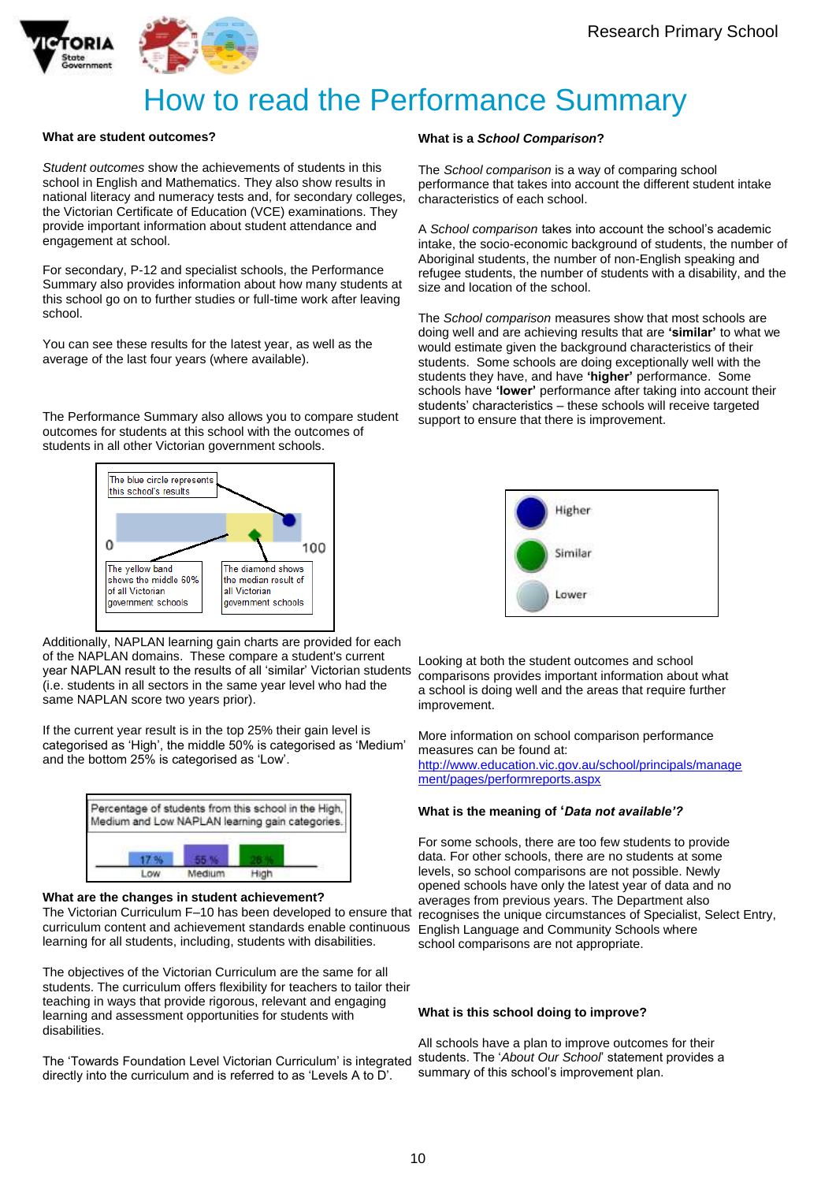# How to read the Performance Summary

### What are student outcomes?

*Student outcomes* show the achievements of students in this school in English and Mathematics. They also show results in national literacy and numeracy tests and, for secondary colleges, the Victorian Certificate of Education (VCE) examinations. They provide important information about student attendance and engagement at school.

For secondary, P-12 and specialist schools, the Performance Summary also provides information about how many students at this school go on to further studies or full-time work after leaving school.

You can see these results for the latest year, as well as the average of the last four years (where available).

The Performance Summary also allows you to compare student outcomes for students at this school with the outcomes of students in all other Victorian government schools.

The blue circle represents this school's results

0 — 100

The yellow band shows the middle 60% of all Victorian government schools

The diamond shows the median result of all Victorian government schools

Additionally, NAPLAN learning gain charts are provided for each of the NAPLAN domains. These compare a student's current year NAPLAN result to the results of all 'similar' Victorian students (i.e. students in all sectors in the same year level who had the same NAPLAN score two years prior).

If the current year result is in the top 25% their gain level is categorised as 'High', the middle 50% is categorised as 'Medium' and the bottom 25% is categorised as 'Low'.

Percentage of students from this school in the High, Medium and Low NAPLAN learning gain categories.

| Low | Medium | High |
|---|---|---|
| 17 % | 55 % | 28 % |

### What are the changes in student achievement?

The Victorian Curriculum F–10 has been developed to ensure that curriculum content and achievement standards enable continuous learning for all students, including students with disabilities.

The objectives of the Victorian Curriculum are the same for all students. The curriculum offers flexibility for teachers to tailor their teaching in ways that provide rigorous, relevant and engaging learning and assessment opportunities for students with disabilities.

The 'Towards Foundation Level Victorian Curriculum' is integrated directly into the curriculum and is referred to as 'Levels A to D'.

### What is a *School Comparison*?

The *School comparison* is a way of comparing school performance that takes into account the different student intake characteristics of each school.

A *School comparison* takes into account the school's academic intake, the socio-economic background of students, the number of Aboriginal students, the number of non-English speaking and refugee students, the number of students with a disability, and the size and location of the school.

The *School comparison* measures show that most schools are doing well and are achieving results that are **'similar'** to what we would estimate given the background characteristics of their students. Some schools are doing exceptionally well with the students they have, and have **'higher'** performance. Some schools have **'lower'** performance after taking into account their students' characteristics – these schools will receive targeted support to ensure that there is improvement.

- Higher
- Similar
- Lower

Looking at both the student outcomes and school comparisons provides important information about what a school is doing well and the areas that require further improvement.

More information on school comparison performance measures can be found at:
http://www.education.vic.gov.au/school/principals/management/pages/performreports.aspx

### What is the meaning of '*Data not available'?*

For some schools, there are too few students to provide data. For other schools, there are no students at some levels, so school comparisons are not possible. Newly opened schools have only the latest year of data and no averages from previous years. The Department also recognises the unique circumstances of Specialist, Select Entry, English Language and Community Schools where school comparisons are not appropriate.

### What is this school doing to improve?

All schools have a plan to improve outcomes for their students. The '*About Our School*' statement provides a summary of this school's improvement plan.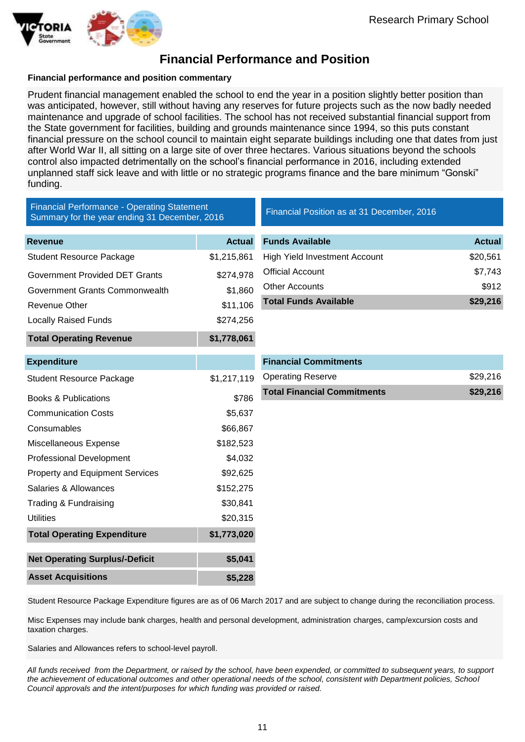# Financial Performance and Position

**Financial performance and position commentary**

Prudent financial management enabled the school to end the year in a position slightly better position than was anticipated, however, still without having any reserves for future projects such as the now badly needed maintenance and upgrade of school facilities. The school has not received substantial financial support from the State government for facilities, building and grounds maintenance since 1994, so this puts constant financial pressure on the school council to maintain eight separate buildings including one that dates from just after World War II, all sitting on a large site of over three hectares. Various situations beyond the schools control also impacted detrimentally on the school's financial performance in 2016, including extended unplanned staff sick leave and with little or no strategic programs finance and the bare minimum "Gonski" funding.

## Financial Performance - Operating Statement Summary for the year ending 31 December, 2016

| Revenue | Actual |
|---|---|
| Student Resource Package | $1,215,861 |
| Government Provided DET Grants | $274,978 |
| Government Grants Commonwealth | $1,860 |
| Revenue Other | $11,106 |
| Locally Raised Funds | $274,256 |
| **Total Operating Revenue** | **$1,778,061** |

| Expenditure | |
|---|---|
| Student Resource Package | $1,217,119 |
| Books & Publications | $786 |
| Communication Costs | $5,637 |
| Consumables | $66,867 |
| Miscellaneous Expense | $182,523 |
| Professional Development | $4,032 |
| Property and Equipment Services | $92,625 |
| Salaries & Allowances | $152,275 |
| Trading & Fundraising | $30,841 |
| Utilities | $20,315 |
| **Total Operating Expenditure** | **$1,773,020** |
| **Net Operating Surplus/-Deficit** | **$5,041** |
| **Asset Acquisitions** | **$5,228** |

## Financial Position as at 31 December, 2016

| Funds Available | Actual |
|---|---|
| High Yield Investment Account | $20,561 |
| Official Account | $7,743 |
| Other Accounts | $912 |
| **Total Funds Available** | **$29,216** |

| Financial Commitments | |
|---|---|
| Operating Reserve | $29,216 |
| **Total Financial Commitments** | **$29,216** |

Student Resource Package Expenditure figures are as of 06 March 2017 and are subject to change during the reconciliation process.

Misc Expenses may include bank charges, health and personal development, administration charges, camp/excursion costs and taxation charges.

Salaries and Allowances refers to school-level payroll.

*All funds received from the Department, or raised by the school, have been expended, or committed to subsequent years, to support the achievement of educational outcomes and other operational needs of the school, consistent with Department policies, School Council approvals and the intent/purposes for which funding was provided or raised.*